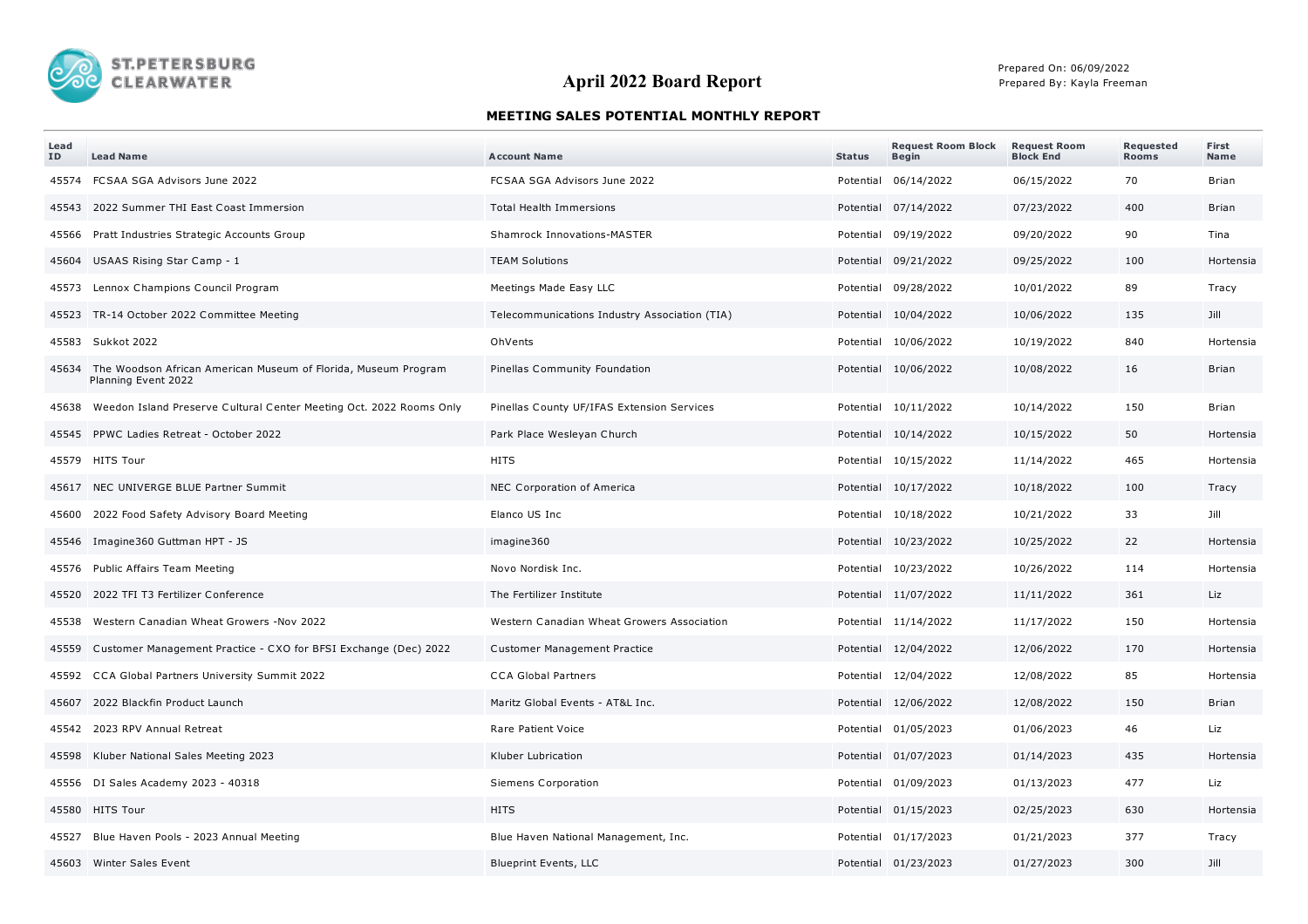ST.PETERSBURG CLEARWATER

# April 2022 Board Report

Prepared On: 06/09/2022
Prepared By: Kayla Freeman

## MEETING SALES POTENTIAL MONTHLY REPORT

| Lead ID | Lead Name | Account Name | Status | Request Room Block Begin | Request Room Block End | Requested Rooms | First Name |
|---|---|---|---|---|---|---|---|
| 45574 | FCSAA SGA Advisors June 2022 | FCSAA SGA Advisors June 2022 | Potential | 06/14/2022 | 06/15/2022 | 70 | Brian |
| 45543 | 2022 Summer THI East Coast Immersion | Total Health Immersions | Potential | 07/14/2022 | 07/23/2022 | 400 | Brian |
| 45566 | Pratt Industries Strategic Accounts Group | Shamrock Innovations-MASTER | Potential | 09/19/2022 | 09/20/2022 | 90 | Tina |
| 45604 | USAAS Rising Star Camp - 1 | TEAM Solutions | Potential | 09/21/2022 | 09/25/2022 | 100 | Hortensia |
| 45573 | Lennox Champions Council Program | Meetings Made Easy LLC | Potential | 09/28/2022 | 10/01/2022 | 89 | Tracy |
| 45523 | TR-14 October 2022 Committee Meeting | Telecommunications Industry Association (TIA) | Potential | 10/04/2022 | 10/06/2022 | 135 | Jill |
| 45583 | Sukkot 2022 | OhVents | Potential | 10/06/2022 | 10/19/2022 | 840 | Hortensia |
| 45634 | The Woodson African American Museum of Florida, Museum Program Planning Event 2022 | Pinellas Community Foundation | Potential | 10/06/2022 | 10/08/2022 | 16 | Brian |
| 45638 | Weedon Island Preserve Cultural Center Meeting Oct. 2022 Rooms Only | Pinellas County UF/IFAS Extension Services | Potential | 10/11/2022 | 10/14/2022 | 150 | Brian |
| 45545 | PPWC Ladies Retreat - October 2022 | Park Place Wesleyan Church | Potential | 10/14/2022 | 10/15/2022 | 50 | Hortensia |
| 45579 | HITS Tour | HITS | Potential | 10/15/2022 | 11/14/2022 | 465 | Hortensia |
| 45617 | NEC UNIVERGE BLUE Partner Summit | NEC Corporation of America | Potential | 10/17/2022 | 10/18/2022 | 100 | Tracy |
| 45600 | 2022 Food Safety Advisory Board Meeting | Elanco US Inc | Potential | 10/18/2022 | 10/21/2022 | 33 | Jill |
| 45546 | Imagine360 Guttman HPT - JS | imagine360 | Potential | 10/23/2022 | 10/25/2022 | 22 | Hortensia |
| 45576 | Public Affairs Team Meeting | Novo Nordisk Inc. | Potential | 10/23/2022 | 10/26/2022 | 114 | Hortensia |
| 45520 | 2022 TFI T3 Fertilizer Conference | The Fertilizer Institute | Potential | 11/07/2022 | 11/11/2022 | 361 | Liz |
| 45538 | Western Canadian Wheat Growers -Nov 2022 | Western Canadian Wheat Growers Association | Potential | 11/14/2022 | 11/17/2022 | 150 | Hortensia |
| 45559 | Customer Management Practice - CXO for BFSI Exchange (Dec) 2022 | Customer Management Practice | Potential | 12/04/2022 | 12/06/2022 | 170 | Hortensia |
| 45592 | CCA Global Partners University Summit 2022 | CCA Global Partners | Potential | 12/04/2022 | 12/08/2022 | 85 | Hortensia |
| 45607 | 2022 Blackfin Product Launch | Maritz Global Events - AT&L Inc. | Potential | 12/06/2022 | 12/08/2022 | 150 | Brian |
| 45542 | 2023 RPV Annual Retreat | Rare Patient Voice | Potential | 01/05/2023 | 01/06/2023 | 46 | Liz |
| 45598 | Kluber National Sales Meeting 2023 | Kluber Lubrication | Potential | 01/07/2023 | 01/14/2023 | 435 | Hortensia |
| 45556 | DI Sales Academy 2023 - 40318 | Siemens Corporation | Potential | 01/09/2023 | 01/13/2023 | 477 | Liz |
| 45580 | HITS Tour | HITS | Potential | 01/15/2023 | 02/25/2023 | 630 | Hortensia |
| 45527 | Blue Haven Pools - 2023 Annual Meeting | Blue Haven National Management, Inc. | Potential | 01/17/2023 | 01/21/2023 | 377 | Tracy |
| 45603 | Winter Sales Event | Blueprint Events, LLC | Potential | 01/23/2023 | 01/27/2023 | 300 | Jill |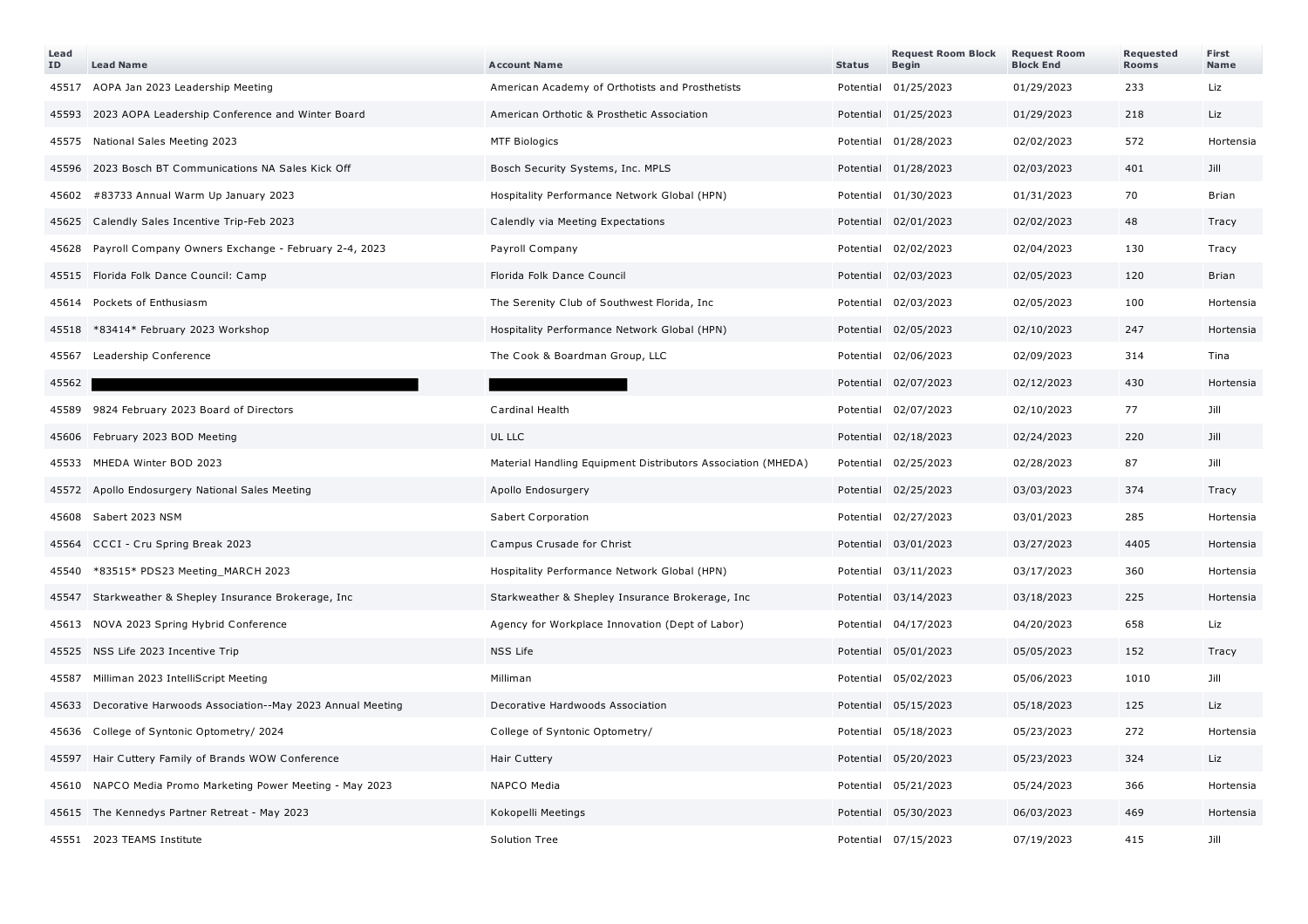| Lead ID | Lead Name | Account Name | Status | Request Room Block Begin | Request Room Block End | Requested Rooms | First Name |
|---|---|---|---|---|---|---|---|
| 45517 | AOPA Jan 2023 Leadership Meeting | American Academy of Orthotists and Prosthetists | Potential | 01/25/2023 | 01/29/2023 | 233 | Liz |
| 45593 | 2023 AOPA Leadership Conference and Winter Board | American Orthotic & Prosthetic Association | Potential | 01/25/2023 | 01/29/2023 | 218 | Liz |
| 45575 | National Sales Meeting 2023 | MTF Biologics | Potential | 01/28/2023 | 02/02/2023 | 572 | Hortensia |
| 45596 | 2023 Bosch BT Communications NA Sales Kick Off | Bosch Security Systems, Inc. MPLS | Potential | 01/28/2023 | 02/03/2023 | 401 | Jill |
| 45602 | #83733 Annual Warm Up January 2023 | Hospitality Performance Network Global (HPN) | Potential | 01/30/2023 | 01/31/2023 | 70 | Brian |
| 45625 | Calendly Sales Incentive Trip-Feb 2023 | Calendly via Meeting Expectations | Potential | 02/01/2023 | 02/02/2023 | 48 | Tracy |
| 45628 | Payroll Company Owners Exchange - February 2-4, 2023 | Payroll Company | Potential | 02/02/2023 | 02/04/2023 | 130 | Tracy |
| 45515 | Florida Folk Dance Council: Camp | Florida Folk Dance Council | Potential | 02/03/2023 | 02/05/2023 | 120 | Brian |
| 45614 | Pockets of Enthusiasm | The Serenity Club of Southwest Florida, Inc | Potential | 02/03/2023 | 02/05/2023 | 100 | Hortensia |
| 45518 | *83414* February 2023 Workshop | Hospitality Performance Network Global (HPN) | Potential | 02/05/2023 | 02/10/2023 | 247 | Hortensia |
| 45567 | Leadership Conference | The Cook & Boardman Group, LLC | Potential | 02/06/2023 | 02/09/2023 | 314 | Tina |
| 45562 | | | Potential | 02/07/2023 | 02/12/2023 | 430 | Hortensia |
| 45589 | 9824 February 2023 Board of Directors | Cardinal Health | Potential | 02/07/2023 | 02/10/2023 | 77 | Jill |
| 45606 | February 2023 BOD Meeting | UL LLC | Potential | 02/18/2023 | 02/24/2023 | 220 | Jill |
| 45533 | MHEDA Winter BOD 2023 | Material Handling Equipment Distributors Association (MHEDA) | Potential | 02/25/2023 | 02/28/2023 | 87 | Jill |
| 45572 | Apollo Endosurgery National Sales Meeting | Apollo Endosurgery | Potential | 02/25/2023 | 03/03/2023 | 374 | Tracy |
| 45608 | Sabert 2023 NSM | Sabert Corporation | Potential | 02/27/2023 | 03/01/2023 | 285 | Hortensia |
| 45564 | CCCI - Cru Spring Break 2023 | Campus Crusade for Christ | Potential | 03/01/2023 | 03/27/2023 | 4405 | Hortensia |
| 45540 | *83515* PDS23 Meeting_MARCH 2023 | Hospitality Performance Network Global (HPN) | Potential | 03/11/2023 | 03/17/2023 | 360 | Hortensia |
| 45547 | Starkweather & Shepley Insurance Brokerage, Inc | Starkweather & Shepley Insurance Brokerage, Inc | Potential | 03/14/2023 | 03/18/2023 | 225 | Hortensia |
| 45613 | NOVA 2023 Spring Hybrid Conference | Agency for Workplace Innovation (Dept of Labor) | Potential | 04/17/2023 | 04/20/2023 | 658 | Liz |
| 45525 | NSS Life 2023 Incentive Trip | NSS Life | Potential | 05/01/2023 | 05/05/2023 | 152 | Tracy |
| 45587 | Milliman 2023 IntelliScript Meeting | Milliman | Potential | 05/02/2023 | 05/06/2023 | 1010 | Jill |
| 45633 | Decorative Harwoods Association--May 2023 Annual Meeting | Decorative Hardwoods Association | Potential | 05/15/2023 | 05/18/2023 | 125 | Liz |
| 45636 | College of Syntonic Optometry/ 2024 | College of Syntonic Optometry/ | Potential | 05/18/2023 | 05/23/2023 | 272 | Hortensia |
| 45597 | Hair Cuttery Family of Brands WOW Conference | Hair Cuttery | Potential | 05/20/2023 | 05/23/2023 | 324 | Liz |
| 45610 | NAPCO Media Promo Marketing Power Meeting - May 2023 | NAPCO Media | Potential | 05/21/2023 | 05/24/2023 | 366 | Hortensia |
| 45615 | The Kennedys Partner Retreat - May 2023 | Kokopelli Meetings | Potential | 05/30/2023 | 06/03/2023 | 469 | Hortensia |
| 45551 | 2023 TEAMS Institute | Solution Tree | Potential | 07/15/2023 | 07/19/2023 | 415 | Jill |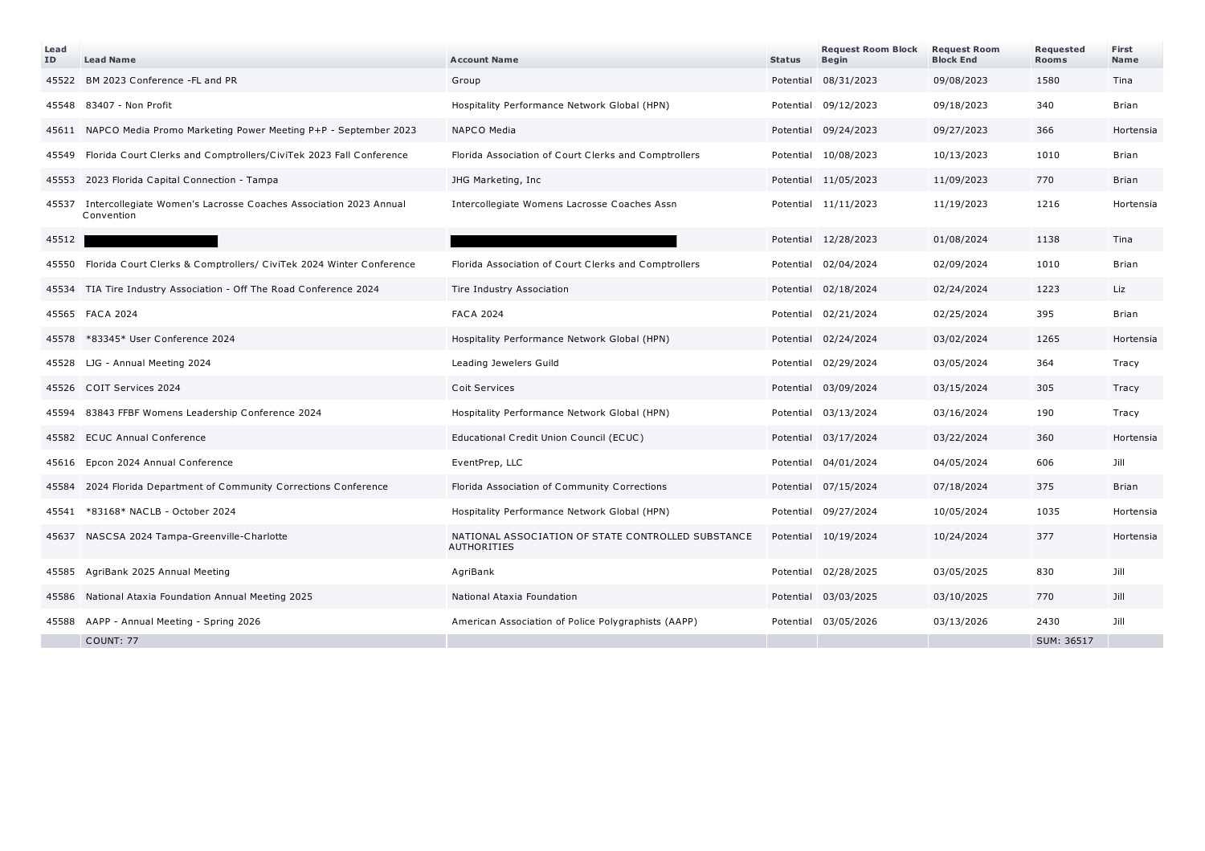| Lead ID | Lead Name | Account Name | Status | Request Room Block Begin | Request Room Block End | Requested Rooms | First Name |
|---|---|---|---|---|---|---|---|
| 45522 | BM 2023 Conference -FL and PR | Group | Potential | 08/31/2023 | 09/08/2023 | 1580 | Tina |
| 45548 | 83407 - Non Profit | Hospitality Performance Network Global (HPN) | Potential | 09/12/2023 | 09/18/2023 | 340 | Brian |
| 45611 | NAPCO Media Promo Marketing Power Meeting P+P - September 2023 | NAPCO Media | Potential | 09/24/2023 | 09/27/2023 | 366 | Hortensia |
| 45549 | Florida Court Clerks and Comptrollers/CiviTek 2023 Fall Conference | Florida Association of Court Clerks and Comptrollers | Potential | 10/08/2023 | 10/13/2023 | 1010 | Brian |
| 45553 | 2023 Florida Capital Connection - Tampa | JHG Marketing, Inc | Potential | 11/05/2023 | 11/09/2023 | 770 | Brian |
| 45537 | Intercollegiate Women's Lacrosse Coaches Association 2023 Annual Convention | Intercollegiate Womens Lacrosse Coaches Assn | Potential | 11/11/2023 | 11/19/2023 | 1216 | Hortensia |
| 45512 | | | Potential | 12/28/2023 | 01/08/2024 | 1138 | Tina |
| 45550 | Florida Court Clerks & Comptrollers/ CiviTek 2024 Winter Conference | Florida Association of Court Clerks and Comptrollers | Potential | 02/04/2024 | 02/09/2024 | 1010 | Brian |
| 45534 | TIA Tire Industry Association - Off The Road Conference 2024 | Tire Industry Association | Potential | 02/18/2024 | 02/24/2024 | 1223 | Liz |
| 45565 | FACA 2024 | FACA 2024 | Potential | 02/21/2024 | 02/25/2024 | 395 | Brian |
| 45578 | *83345* User Conference 2024 | Hospitality Performance Network Global (HPN) | Potential | 02/24/2024 | 03/02/2024 | 1265 | Hortensia |
| 45528 | LJG - Annual Meeting 2024 | Leading Jewelers Guild | Potential | 02/29/2024 | 03/05/2024 | 364 | Tracy |
| 45526 | COIT Services 2024 | Coit Services | Potential | 03/09/2024 | 03/15/2024 | 305 | Tracy |
| 45594 | 83843 FFBF Womens Leadership Conference 2024 | Hospitality Performance Network Global (HPN) | Potential | 03/13/2024 | 03/16/2024 | 190 | Tracy |
| 45582 | ECUC Annual Conference | Educational Credit Union Council (ECUC) | Potential | 03/17/2024 | 03/22/2024 | 360 | Hortensia |
| 45616 | Epcon 2024 Annual Conference | EventPrep, LLC | Potential | 04/01/2024 | 04/05/2024 | 606 | Jill |
| 45584 | 2024 Florida Department of Community Corrections Conference | Florida Association of Community Corrections | Potential | 07/15/2024 | 07/18/2024 | 375 | Brian |
| 45541 | *83168* NACLB - October 2024 | Hospitality Performance Network Global (HPN) | Potential | 09/27/2024 | 10/05/2024 | 1035 | Hortensia |
| 45637 | NASCSA 2024 Tampa-Greenville-Charlotte | NATIONAL ASSOCIATION OF STATE CONTROLLED SUBSTANCE AUTHORITIES | Potential | 10/19/2024 | 10/24/2024 | 377 | Hortensia |
| 45585 | AgriBank 2025 Annual Meeting | AgriBank | Potential | 02/28/2025 | 03/05/2025 | 830 | Jill |
| 45586 | National Ataxia Foundation Annual Meeting 2025 | National Ataxia Foundation | Potential | 03/03/2025 | 03/10/2025 | 770 | Jill |
| 45588 | AAPP - Annual Meeting - Spring 2026 | American Association of Police Polygraphists (AAPP) | Potential | 03/05/2026 | 03/13/2026 | 2430 | Jill |
| | COUNT: 77 | | | | | SUM: 36517 | |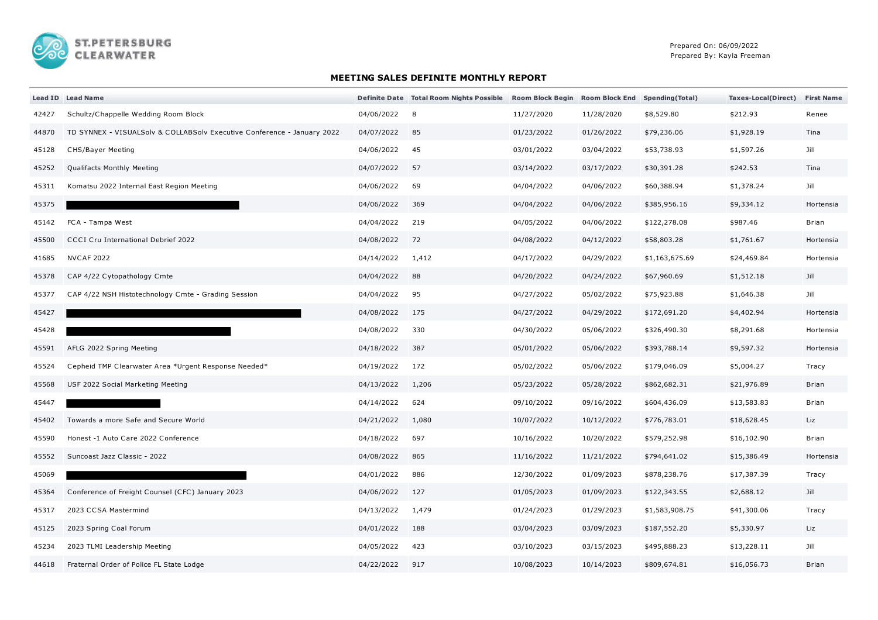ST.PETERSBURG CLEARWATER

Prepared On: 06/09/2022
Prepared By: Kayla Freeman

## MEETING SALES DEFINITE MONTHLY REPORT

| Lead ID | Lead Name | Definite Date | Total Room Nights Possible | Room Block Begin | Room Block End | Spending(Total) | Taxes-Local(Direct) | First Name |
|---|---|---|---|---|---|---|---|---|
| 42427 | Schultz/Chappelle Wedding Room Block | 04/06/2022 | 8 | 11/27/2020 | 11/28/2020 | $8,529.80 | $212.93 | Renee |
| 44870 | TD SYNNEX - VISUALSolv & COLLABSolv Executive Conference - January 2022 | 04/07/2022 | 85 | 01/23/2022 | 01/26/2022 | $79,236.06 | $1,928.19 | Tina |
| 45128 | CHS/Bayer Meeting | 04/06/2022 | 45 | 03/01/2022 | 03/04/2022 | $53,738.93 | $1,597.26 | Jill |
| 45252 | Qualifacts Monthly Meeting | 04/07/2022 | 57 | 03/14/2022 | 03/17/2022 | $30,391.28 | $242.53 | Tina |
| 45311 | Komatsu 2022 Internal East Region Meeting | 04/06/2022 | 69 | 04/04/2022 | 04/06/2022 | $60,388.94 | $1,378.24 | Jill |
| 45375 | | 04/06/2022 | 369 | 04/04/2022 | 04/06/2022 | $385,956.16 | $9,334.12 | Hortensia |
| 45142 | FCA - Tampa West | 04/04/2022 | 219 | 04/05/2022 | 04/06/2022 | $122,278.08 | $987.46 | Brian |
| 45500 | CCCI Cru International Debrief 2022 | 04/08/2022 | 72 | 04/08/2022 | 04/12/2022 | $58,803.28 | $1,761.67 | Hortensia |
| 41685 | NVCAF 2022 | 04/14/2022 | 1,412 | 04/17/2022 | 04/29/2022 | $1,163,675.69 | $24,469.84 | Hortensia |
| 45378 | CAP 4/22 Cytopathology Cmte | 04/04/2022 | 88 | 04/20/2022 | 04/24/2022 | $67,960.69 | $1,512.18 | Jill |
| 45377 | CAP 4/22 NSH Histotechnology Cmte - Grading Session | 04/04/2022 | 95 | 04/27/2022 | 05/02/2022 | $75,923.88 | $1,646.38 | Jill |
| 45427 | | 04/08/2022 | 175 | 04/27/2022 | 04/29/2022 | $172,691.20 | $4,402.94 | Hortensia |
| 45428 | | 04/08/2022 | 330 | 04/30/2022 | 05/06/2022 | $326,490.30 | $8,291.68 | Hortensia |
| 45591 | AFLG 2022 Spring Meeting | 04/18/2022 | 387 | 05/01/2022 | 05/06/2022 | $393,788.14 | $9,597.32 | Hortensia |
| 45524 | Cepheid TMP Clearwater Area *Urgent Response Needed* | 04/19/2022 | 172 | 05/02/2022 | 05/06/2022 | $179,046.09 | $5,004.27 | Tracy |
| 45568 | USF 2022 Social Marketing Meeting | 04/13/2022 | 1,206 | 05/23/2022 | 05/28/2022 | $862,682.31 | $21,976.89 | Brian |
| 45447 | | 04/14/2022 | 624 | 09/10/2022 | 09/16/2022 | $604,436.09 | $13,583.83 | Brian |
| 45402 | Towards a more Safe and Secure World | 04/21/2022 | 1,080 | 10/07/2022 | 10/12/2022 | $776,783.01 | $18,628.45 | Liz |
| 45590 | Honest -1 Auto Care 2022 Conference | 04/18/2022 | 697 | 10/16/2022 | 10/20/2022 | $579,252.98 | $16,102.90 | Brian |
| 45552 | Suncoast Jazz Classic - 2022 | 04/08/2022 | 865 | 11/16/2022 | 11/21/2022 | $794,641.02 | $15,386.49 | Hortensia |
| 45069 | | 04/01/2022 | 886 | 12/30/2022 | 01/09/2023 | $878,238.76 | $17,387.39 | Tracy |
| 45364 | Conference of Freight Counsel (CFC) January 2023 | 04/06/2022 | 127 | 01/05/2023 | 01/09/2023 | $122,343.55 | $2,688.12 | Jill |
| 45317 | 2023 CCSA Mastermind | 04/13/2022 | 1,479 | 01/24/2023 | 01/29/2023 | $1,583,908.75 | $41,300.06 | Tracy |
| 45125 | 2023 Spring Coal Forum | 04/01/2022 | 188 | 03/04/2023 | 03/09/2023 | $187,552.20 | $5,330.97 | Liz |
| 45234 | 2023 TLMI Leadership Meeting | 04/05/2022 | 423 | 03/10/2023 | 03/15/2023 | $495,888.23 | $13,228.11 | Jill |
| 44618 | Fraternal Order of Police FL State Lodge | 04/22/2022 | 917 | 10/08/2023 | 10/14/2023 | $809,674.81 | $16,056.73 | Brian |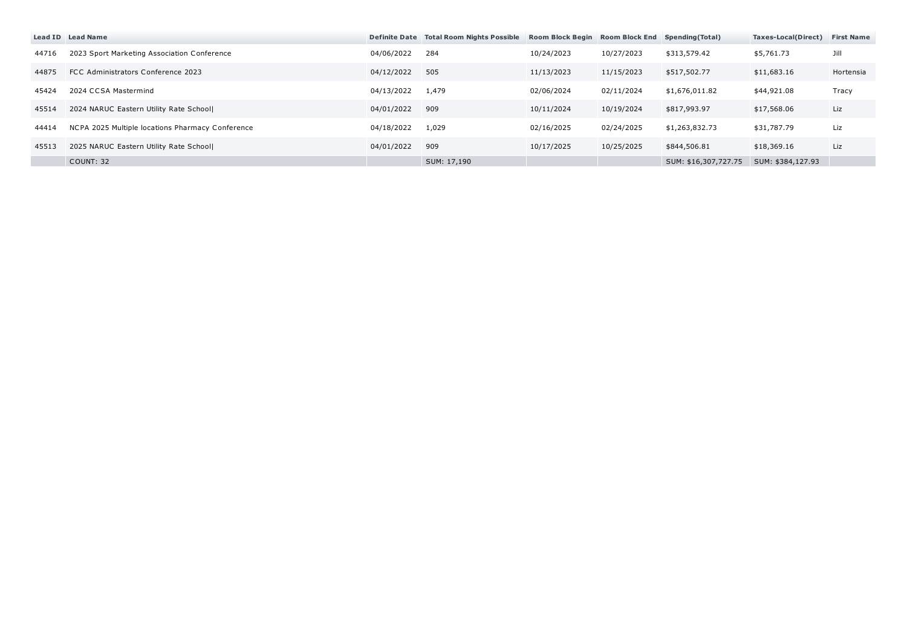| Lead ID | Lead Name | Definite Date | Total Room Nights Possible | Room Block Begin | Room Block End | Spending(Total) | Taxes-Local(Direct) | First Name |
|---|---|---|---|---|---|---|---|---|
| 44716 | 2023 Sport Marketing Association Conference | 04/06/2022 | 284 | 10/24/2023 | 10/27/2023 | $313,579.42 | $5,761.73 | Jill |
| 44875 | FCC Administrators Conference 2023 | 04/12/2022 | 505 | 11/13/2023 | 11/15/2023 | $517,502.77 | $11,683.16 | Hortensia |
| 45424 | 2024 CCSA Mastermind | 04/13/2022 | 1,479 | 02/06/2024 | 02/11/2024 | $1,676,011.82 | $44,921.08 | Tracy |
| 45514 | 2024 NARUC Eastern Utility Rate School\| | 04/01/2022 | 909 | 10/11/2024 | 10/19/2024 | $817,993.97 | $17,568.06 | Liz |
| 44414 | NCPA 2025 Multiple locations Pharmacy Conference | 04/18/2022 | 1,029 | 02/16/2025 | 02/24/2025 | $1,263,832.73 | $31,787.79 | Liz |
| 45513 | 2025 NARUC Eastern Utility Rate School\| | 04/01/2022 | 909 | 10/17/2025 | 10/25/2025 | $844,506.81 | $18,369.16 | Liz |
| | COUNT: 32 | | SUM: 17,190 | | | SUM: $16,307,727.75 | SUM: $384,127.93 | |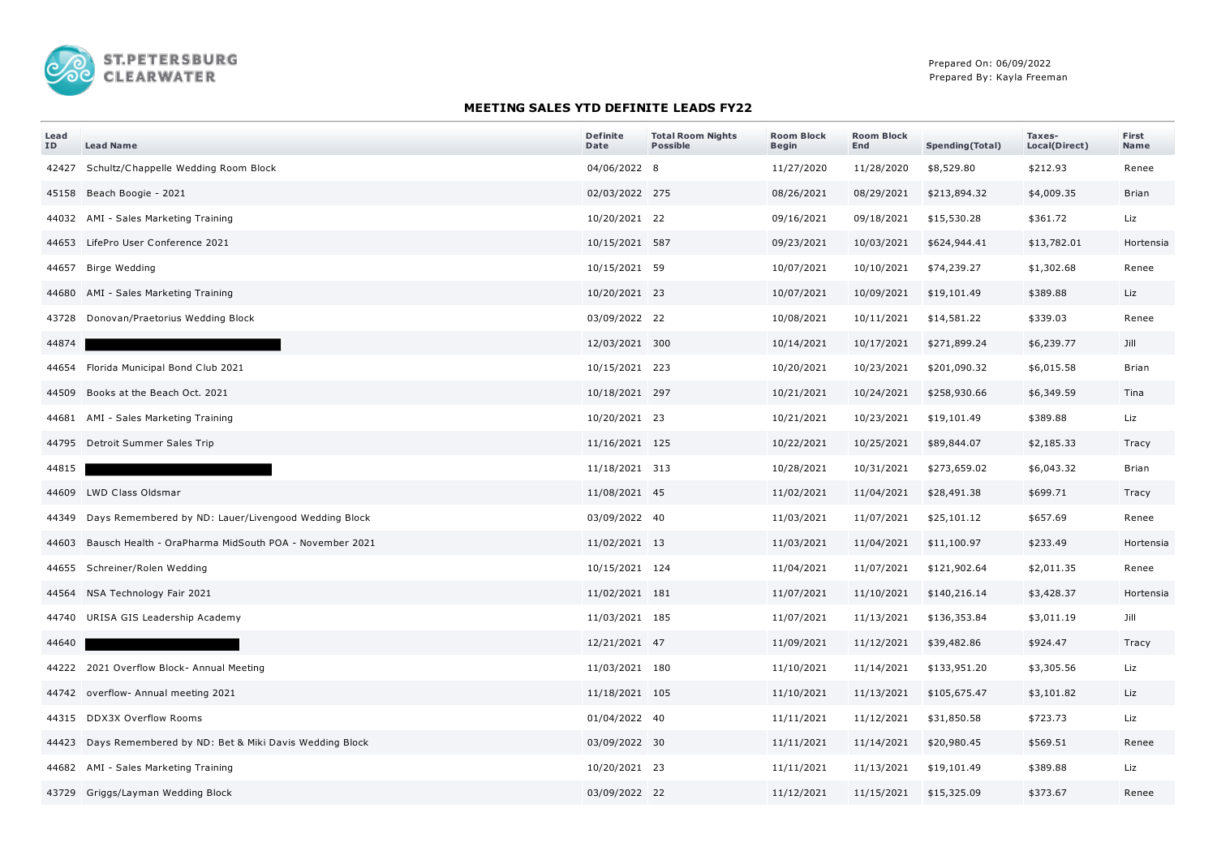Prepared On: 06/09/2022
Prepared By: Kayla Freeman

## MEETING SALES YTD DEFINITE LEADS FY22

| Lead ID | Lead Name | Definite Date | Total Room Nights Possible | Room Block Begin | Room Block End | Spending(Total) | Taxes-Local(Direct) | First Name |
|---|---|---|---|---|---|---|---|---|
| 42427 | Schultz/Chappelle Wedding Room Block | 04/06/2022 | 8 | 11/27/2020 | 11/28/2020 | $8,529.80 | $212.93 | Renee |
| 45158 | Beach Boogie - 2021 | 02/03/2022 | 275 | 08/26/2021 | 08/29/2021 | $213,894.32 | $4,009.35 | Brian |
| 44032 | AMI - Sales Marketing Training | 10/20/2021 | 22 | 09/16/2021 | 09/18/2021 | $15,530.28 | $361.72 | Liz |
| 44653 | LifePro User Conference 2021 | 10/15/2021 | 587 | 09/23/2021 | 10/03/2021 | $624,944.41 | $13,782.01 | Hortensia |
| 44657 | Birge Wedding | 10/15/2021 | 59 | 10/07/2021 | 10/10/2021 | $74,239.27 | $1,302.68 | Renee |
| 44680 | AMI - Sales Marketing Training | 10/20/2021 | 23 | 10/07/2021 | 10/09/2021 | $19,101.49 | $389.88 | Liz |
| 43728 | Donovan/Praetorius Wedding Block | 03/09/2022 | 22 | 10/08/2021 | 10/11/2021 | $14,581.22 | $339.03 | Renee |
| 44874 | | 12/03/2021 | 300 | 10/14/2021 | 10/17/2021 | $271,899.24 | $6,239.77 | Jill |
| 44654 | Florida Municipal Bond Club 2021 | 10/15/2021 | 223 | 10/20/2021 | 10/23/2021 | $201,090.32 | $6,015.58 | Brian |
| 44509 | Books at the Beach Oct. 2021 | 10/18/2021 | 297 | 10/21/2021 | 10/24/2021 | $258,930.66 | $6,349.59 | Tina |
| 44681 | AMI - Sales Marketing Training | 10/20/2021 | 23 | 10/21/2021 | 10/23/2021 | $19,101.49 | $389.88 | Liz |
| 44795 | Detroit Summer Sales Trip | 11/16/2021 | 125 | 10/22/2021 | 10/25/2021 | $89,844.07 | $2,185.33 | Tracy |
| 44815 | | 11/18/2021 | 313 | 10/28/2021 | 10/31/2021 | $273,659.02 | $6,043.32 | Brian |
| 44609 | LWD Class Oldsmar | 11/08/2021 | 45 | 11/02/2021 | 11/04/2021 | $28,491.38 | $699.71 | Tracy |
| 44349 | Days Remembered by ND: Lauer/Livengood Wedding Block | 03/09/2022 | 40 | 11/03/2021 | 11/07/2021 | $25,101.12 | $657.69 | Renee |
| 44603 | Bausch Health - OraPharma MidSouth POA - November 2021 | 11/02/2021 | 13 | 11/03/2021 | 11/04/2021 | $11,100.97 | $233.49 | Hortensia |
| 44655 | Schreiner/Rolen Wedding | 10/15/2021 | 124 | 11/04/2021 | 11/07/2021 | $121,902.64 | $2,011.35 | Renee |
| 44564 | NSA Technology Fair 2021 | 11/02/2021 | 181 | 11/07/2021 | 11/10/2021 | $140,216.14 | $3,428.37 | Hortensia |
| 44740 | URISA GIS Leadership Academy | 11/03/2021 | 185 | 11/07/2021 | 11/13/2021 | $136,353.84 | $3,011.19 | Jill |
| 44640 | | 12/21/2021 | 47 | 11/09/2021 | 11/12/2021 | $39,482.86 | $924.47 | Tracy |
| 44222 | 2021 Overflow Block- Annual Meeting | 11/03/2021 | 180 | 11/10/2021 | 11/14/2021 | $133,951.20 | $3,305.56 | Liz |
| 44742 | overflow- Annual meeting 2021 | 11/18/2021 | 105 | 11/10/2021 | 11/13/2021 | $105,675.47 | $3,101.82 | Liz |
| 44315 | DDX3X Overflow Rooms | 01/04/2022 | 40 | 11/11/2021 | 11/12/2021 | $31,850.58 | $723.73 | Liz |
| 44423 | Days Remembered by ND: Bet & Miki Davis Wedding Block | 03/09/2022 | 30 | 11/11/2021 | 11/14/2021 | $20,980.45 | $569.51 | Renee |
| 44682 | AMI - Sales Marketing Training | 10/20/2021 | 23 | 11/11/2021 | 11/13/2021 | $19,101.49 | $389.88 | Liz |
| 43729 | Griggs/Layman Wedding Block | 03/09/2022 | 22 | 11/12/2021 | 11/15/2021 | $15,325.09 | $373.67 | Renee |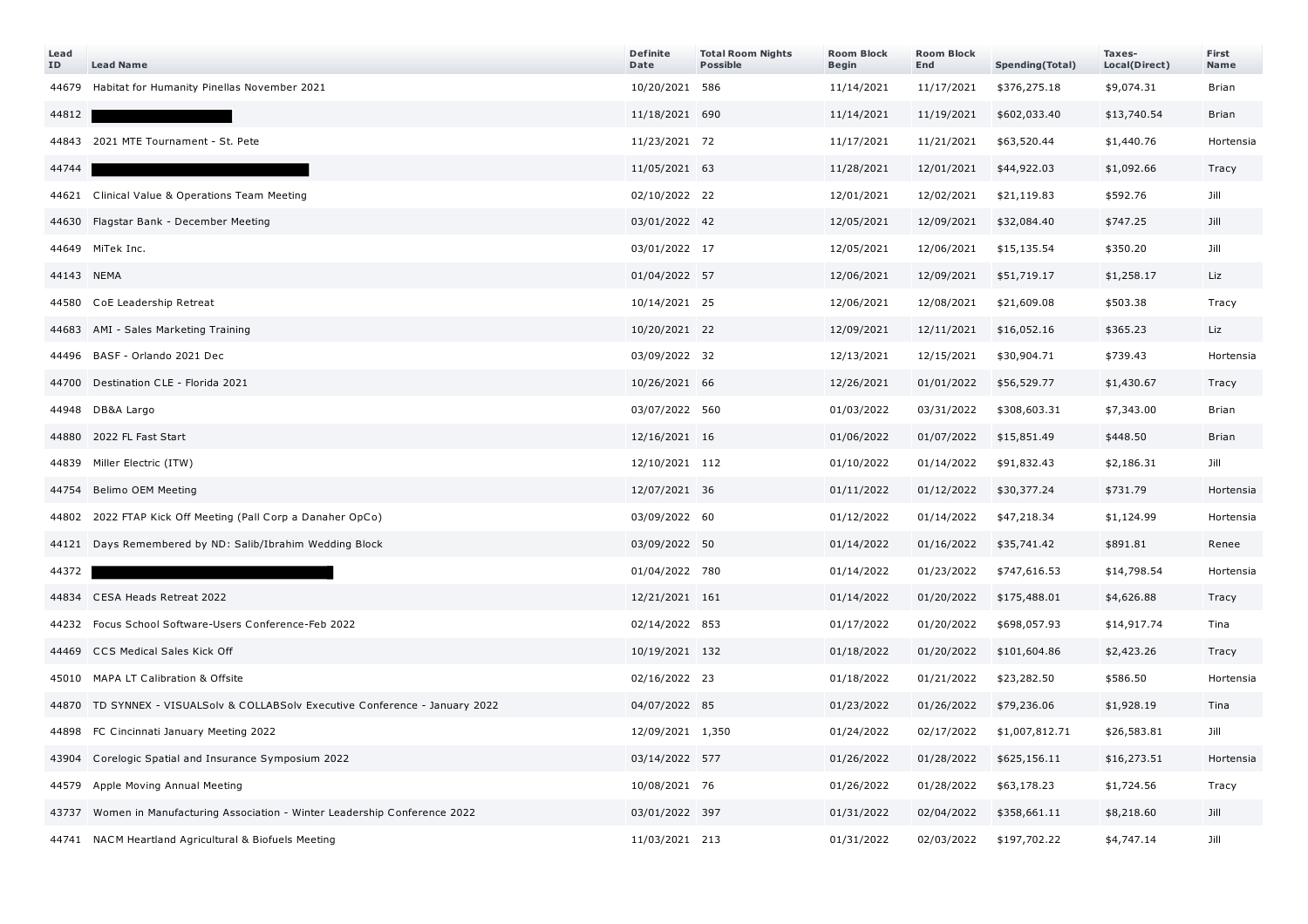| Lead ID | Lead Name | Definite Date | Total Room Nights Possible | Room Block Begin | Room Block End | Spending(Total) | Taxes-Local(Direct) | First Name |
|---|---|---|---|---|---|---|---|---|
| 44679 | Habitat for Humanity Pinellas November 2021 | 10/20/2021 | 586 | 11/14/2021 | 11/17/2021 | $376,275.18 | $9,074.31 | Brian |
| 44812 | | 11/18/2021 | 690 | 11/14/2021 | 11/19/2021 | $602,033.40 | $13,740.54 | Brian |
| 44843 | 2021 MTE Tournament - St. Pete | 11/23/2021 | 72 | 11/17/2021 | 11/21/2021 | $63,520.44 | $1,440.76 | Hortensia |
| 44744 | | 11/05/2021 | 63 | 11/28/2021 | 12/01/2021 | $44,922.03 | $1,092.66 | Tracy |
| 44621 | Clinical Value & Operations Team Meeting | 02/10/2022 | 22 | 12/01/2021 | 12/02/2021 | $21,119.83 | $592.76 | Jill |
| 44630 | Flagstar Bank - December Meeting | 03/01/2022 | 42 | 12/05/2021 | 12/09/2021 | $32,084.40 | $747.25 | Jill |
| 44649 | MiTek Inc. | 03/01/2022 | 17 | 12/05/2021 | 12/06/2021 | $15,135.54 | $350.20 | Jill |
| 44143 | NEMA | 01/04/2022 | 57 | 12/06/2021 | 12/09/2021 | $51,719.17 | $1,258.17 | Liz |
| 44580 | CoE Leadership Retreat | 10/14/2021 | 25 | 12/06/2021 | 12/08/2021 | $21,609.08 | $503.38 | Tracy |
| 44683 | AMI - Sales Marketing Training | 10/20/2021 | 22 | 12/09/2021 | 12/11/2021 | $16,052.16 | $365.23 | Liz |
| 44496 | BASF - Orlando 2021 Dec | 03/09/2022 | 32 | 12/13/2021 | 12/15/2021 | $30,904.71 | $739.43 | Hortensia |
| 44700 | Destination CLE - Florida 2021 | 10/26/2021 | 66 | 12/26/2021 | 01/01/2022 | $56,529.77 | $1,430.67 | Tracy |
| 44948 | DB&A Largo | 03/07/2022 | 560 | 01/03/2022 | 03/31/2022 | $308,603.31 | $7,343.00 | Brian |
| 44880 | 2022 FL Fast Start | 12/16/2021 | 16 | 01/06/2022 | 01/07/2022 | $15,851.49 | $448.50 | Brian |
| 44839 | Miller Electric (ITW) | 12/10/2021 | 112 | 01/10/2022 | 01/14/2022 | $91,832.43 | $2,186.31 | Jill |
| 44754 | Belimo OEM Meeting | 12/07/2021 | 36 | 01/11/2022 | 01/12/2022 | $30,377.24 | $731.79 | Hortensia |
| 44802 | 2022 FTAP Kick Off Meeting (Pall Corp a Danaher OpCo) | 03/09/2022 | 60 | 01/12/2022 | 01/14/2022 | $47,218.34 | $1,124.99 | Hortensia |
| 44121 | Days Remembered by ND: Salib/Ibrahim Wedding Block | 03/09/2022 | 50 | 01/14/2022 | 01/16/2022 | $35,741.42 | $891.81 | Renee |
| 44372 | | 01/04/2022 | 780 | 01/14/2022 | 01/23/2022 | $747,616.53 | $14,798.54 | Hortensia |
| 44834 | CESA Heads Retreat 2022 | 12/21/2021 | 161 | 01/14/2022 | 01/20/2022 | $175,488.01 | $4,626.88 | Tracy |
| 44232 | Focus School Software-Users Conference-Feb 2022 | 02/14/2022 | 853 | 01/17/2022 | 01/20/2022 | $698,057.93 | $14,917.74 | Tina |
| 44469 | CCS Medical Sales Kick Off | 10/19/2021 | 132 | 01/18/2022 | 01/20/2022 | $101,604.86 | $2,423.26 | Tracy |
| 45010 | MAPA LT Calibration & Offsite | 02/16/2022 | 23 | 01/18/2022 | 01/21/2022 | $23,282.50 | $586.50 | Hortensia |
| 44870 | TD SYNNEX - VISUALSolv & COLLABSolv Executive Conference - January 2022 | 04/07/2022 | 85 | 01/23/2022 | 01/26/2022 | $79,236.06 | $1,928.19 | Tina |
| 44898 | FC Cincinnati January Meeting 2022 | 12/09/2021 | 1,350 | 01/24/2022 | 02/17/2022 | $1,007,812.71 | $26,583.81 | Jill |
| 43904 | Corelogic Spatial and Insurance Symposium 2022 | 03/14/2022 | 577 | 01/26/2022 | 01/28/2022 | $625,156.11 | $16,273.51 | Hortensia |
| 44579 | Apple Moving Annual Meeting | 10/08/2021 | 76 | 01/26/2022 | 01/28/2022 | $63,178.23 | $1,724.56 | Tracy |
| 43737 | Women in Manufacturing Association - Winter Leadership Conference 2022 | 03/01/2022 | 397 | 01/31/2022 | 02/04/2022 | $358,661.11 | $8,218.60 | Jill |
| 44741 | NACM Heartland Agricultural & Biofuels Meeting | 11/03/2021 | 213 | 01/31/2022 | 02/03/2022 | $197,702.22 | $4,747.14 | Jill |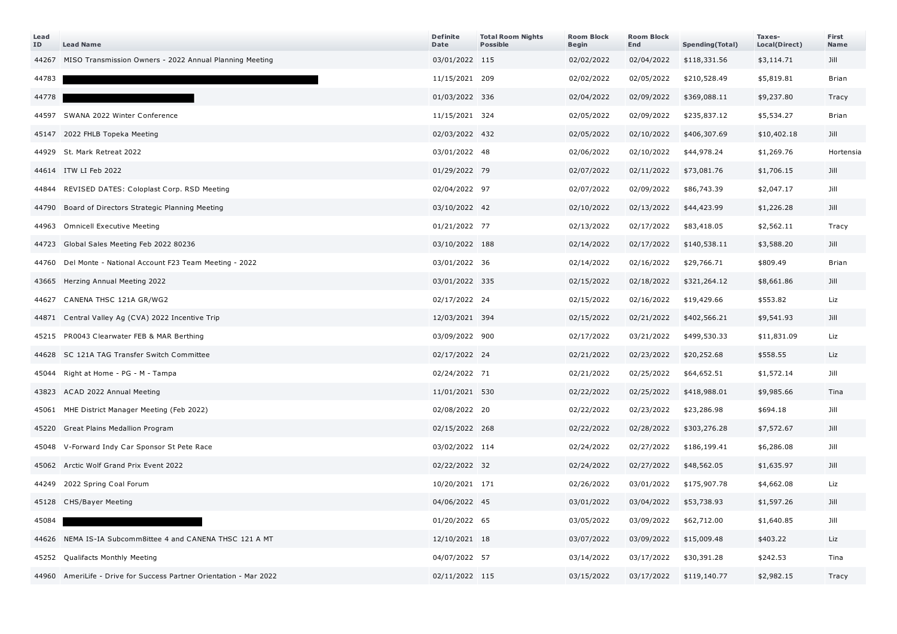| Lead ID | Lead Name | Definite Date | Total Room Nights Possible | Room Block Begin | Room Block End | Spending(Total) | Taxes-Local(Direct) | First Name |
|---|---|---|---|---|---|---|---|---|
| 44267 | MISO Transmission Owners - 2022 Annual Planning Meeting | 03/01/2022 | 115 | 02/02/2022 | 02/04/2022 | $118,331.56 | $3,114.71 | Jill |
| 44783 | | 11/15/2021 | 209 | 02/02/2022 | 02/05/2022 | $210,528.49 | $5,819.81 | Brian |
| 44778 | | 01/03/2022 | 336 | 02/04/2022 | 02/09/2022 | $369,088.11 | $9,237.80 | Tracy |
| 44597 | SWANA 2022 Winter Conference | 11/15/2021 | 324 | 02/05/2022 | 02/09/2022 | $235,837.12 | $5,534.27 | Brian |
| 45147 | 2022 FHLB Topeka Meeting | 02/03/2022 | 432 | 02/05/2022 | 02/10/2022 | $406,307.69 | $10,402.18 | Jill |
| 44929 | St. Mark Retreat 2022 | 03/01/2022 | 48 | 02/06/2022 | 02/10/2022 | $44,978.24 | $1,269.76 | Hortensia |
| 44614 | ITW LI Feb 2022 | 01/29/2022 | 79 | 02/07/2022 | 02/11/2022 | $73,081.76 | $1,706.15 | Jill |
| 44844 | REVISED DATES: Coloplast Corp. RSD Meeting | 02/04/2022 | 97 | 02/07/2022 | 02/09/2022 | $86,743.39 | $2,047.17 | Jill |
| 44790 | Board of Directors Strategic Planning Meeting | 03/10/2022 | 42 | 02/10/2022 | 02/13/2022 | $44,423.99 | $1,226.28 | Jill |
| 44963 | Omnicell Executive Meeting | 01/21/2022 | 77 | 02/13/2022 | 02/17/2022 | $83,418.05 | $2,562.11 | Tracy |
| 44723 | Global Sales Meeting Feb 2022 80236 | 03/10/2022 | 188 | 02/14/2022 | 02/17/2022 | $140,538.11 | $3,588.20 | Jill |
| 44760 | Del Monte - National Account F23 Team Meeting - 2022 | 03/01/2022 | 36 | 02/14/2022 | 02/16/2022 | $29,766.71 | $809.49 | Brian |
| 43665 | Herzing Annual Meeting 2022 | 03/01/2022 | 335 | 02/15/2022 | 02/18/2022 | $321,264.12 | $8,661.86 | Jill |
| 44627 | CANENA THSC 121A GR/WG2 | 02/17/2022 | 24 | 02/15/2022 | 02/16/2022 | $19,429.66 | $553.82 | Liz |
| 44871 | Central Valley Ag (CVA) 2022 Incentive Trip | 12/03/2021 | 394 | 02/15/2022 | 02/21/2022 | $402,566.21 | $9,541.93 | Jill |
| 45215 | PR0043 Clearwater FEB & MAR Berthing | 03/09/2022 | 900 | 02/17/2022 | 03/21/2022 | $499,530.33 | $11,831.09 | Liz |
| 44628 | SC 121A TAG Transfer Switch Committee | 02/17/2022 | 24 | 02/21/2022 | 02/23/2022 | $20,252.68 | $558.55 | Liz |
| 45044 | Right at Home - PG - M - Tampa | 02/24/2022 | 71 | 02/21/2022 | 02/25/2022 | $64,652.51 | $1,572.14 | Jill |
| 43823 | ACAD 2022 Annual Meeting | 11/01/2021 | 530 | 02/22/2022 | 02/25/2022 | $418,988.01 | $9,985.66 | Tina |
| 45061 | MHE District Manager Meeting (Feb 2022) | 02/08/2022 | 20 | 02/22/2022 | 02/23/2022 | $23,286.98 | $694.18 | Jill |
| 45220 | Great Plains Medallion Program | 02/15/2022 | 268 | 02/22/2022 | 02/28/2022 | $303,276.28 | $7,572.67 | Jill |
| 45048 | V-Forward Indy Car Sponsor St Pete Race | 03/02/2022 | 114 | 02/24/2022 | 02/27/2022 | $186,199.41 | $6,286.08 | Jill |
| 45062 | Arctic Wolf Grand Prix Event 2022 | 02/22/2022 | 32 | 02/24/2022 | 02/27/2022 | $48,562.05 | $1,635.97 | Jill |
| 44249 | 2022 Spring Coal Forum | 10/20/2021 | 171 | 02/26/2022 | 03/01/2022 | $175,907.78 | $4,662.08 | Liz |
| 45128 | CHS/Bayer Meeting | 04/06/2022 | 45 | 03/01/2022 | 03/04/2022 | $53,738.93 | $1,597.26 | Jill |
| 45084 | | 01/20/2022 | 65 | 03/05/2022 | 03/09/2022 | $62,712.00 | $1,640.85 | Jill |
| 44626 | NEMA IS-IA Subcomm8ittee 4 and CANENA THSC 121 A MT | 12/10/2021 | 18 | 03/07/2022 | 03/09/2022 | $15,009.48 | $403.22 | Liz |
| 45252 | Qualifacts Monthly Meeting | 04/07/2022 | 57 | 03/14/2022 | 03/17/2022 | $30,391.28 | $242.53 | Tina |
| 44960 | AmeriLife - Drive for Success Partner Orientation - Mar 2022 | 02/11/2022 | 115 | 03/15/2022 | 03/17/2022 | $119,140.77 | $2,982.15 | Tracy |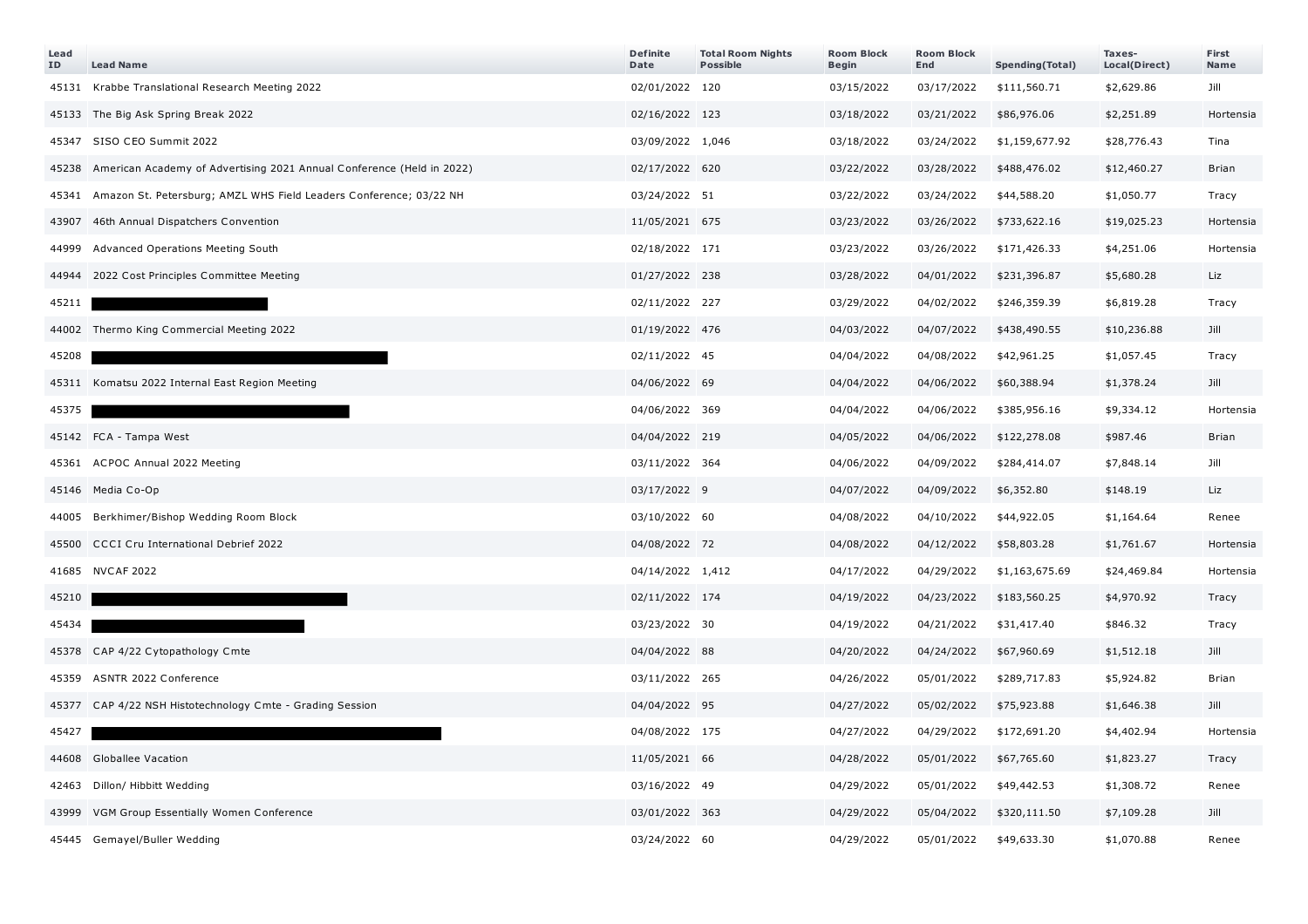| Lead ID | Lead Name | Definite Date | Total Room Nights Possible | Room Block Begin | Room Block End | Spending(Total) | Taxes-Local(Direct) | First Name |
|---|---|---|---|---|---|---|---|---|
| 45131 | Krabbe Translational Research Meeting 2022 | 02/01/2022 | 120 | 03/15/2022 | 03/17/2022 | $111,560.71 | $2,629.86 | Jill |
| 45133 | The Big Ask Spring Break 2022 | 02/16/2022 | 123 | 03/18/2022 | 03/21/2022 | $86,976.06 | $2,251.89 | Hortensia |
| 45347 | SISO CEO Summit 2022 | 03/09/2022 | 1,046 | 03/18/2022 | 03/24/2022 | $1,159,677.92 | $28,776.43 | Tina |
| 45238 | American Academy of Advertising 2021 Annual Conference (Held in 2022) | 02/17/2022 | 620 | 03/22/2022 | 03/28/2022 | $488,476.02 | $12,460.27 | Brian |
| 45341 | Amazon St. Petersburg; AMZL WHS Field Leaders Conference; 03/22 NH | 03/24/2022 | 51 | 03/22/2022 | 03/24/2022 | $44,588.20 | $1,050.77 | Tracy |
| 43907 | 46th Annual Dispatchers Convention | 11/05/2021 | 675 | 03/23/2022 | 03/26/2022 | $733,622.16 | $19,025.23 | Hortensia |
| 44999 | Advanced Operations Meeting South | 02/18/2022 | 171 | 03/23/2022 | 03/26/2022 | $171,426.33 | $4,251.06 | Hortensia |
| 44944 | 2022 Cost Principles Committee Meeting | 01/27/2022 | 238 | 03/28/2022 | 04/01/2022 | $231,396.87 | $5,680.28 | Liz |
| 45211 | | 02/11/2022 | 227 | 03/29/2022 | 04/02/2022 | $246,359.39 | $6,819.28 | Tracy |
| 44002 | Thermo King Commercial Meeting 2022 | 01/19/2022 | 476 | 04/03/2022 | 04/07/2022 | $438,490.55 | $10,236.88 | Jill |
| 45208 | | 02/11/2022 | 45 | 04/04/2022 | 04/08/2022 | $42,961.25 | $1,057.45 | Tracy |
| 45311 | Komatsu 2022 Internal East Region Meeting | 04/06/2022 | 69 | 04/04/2022 | 04/06/2022 | $60,388.94 | $1,378.24 | Jill |
| 45375 | | 04/06/2022 | 369 | 04/04/2022 | 04/06/2022 | $385,956.16 | $9,334.12 | Hortensia |
| 45142 | FCA - Tampa West | 04/04/2022 | 219 | 04/05/2022 | 04/06/2022 | $122,278.08 | $987.46 | Brian |
| 45361 | ACPOC Annual 2022 Meeting | 03/11/2022 | 364 | 04/06/2022 | 04/09/2022 | $284,414.07 | $7,848.14 | Jill |
| 45146 | Media Co-Op | 03/17/2022 | 9 | 04/07/2022 | 04/09/2022 | $6,352.80 | $148.19 | Liz |
| 44005 | Berkhimer/Bishop Wedding Room Block | 03/10/2022 | 60 | 04/08/2022 | 04/10/2022 | $44,922.05 | $1,164.64 | Renee |
| 45500 | CCCI Cru International Debrief 2022 | 04/08/2022 | 72 | 04/08/2022 | 04/12/2022 | $58,803.28 | $1,761.67 | Hortensia |
| 41685 | NVCAF 2022 | 04/14/2022 | 1,412 | 04/17/2022 | 04/29/2022 | $1,163,675.69 | $24,469.84 | Hortensia |
| 45210 | | 02/11/2022 | 174 | 04/19/2022 | 04/23/2022 | $183,560.25 | $4,970.92 | Tracy |
| 45434 | | 03/23/2022 | 30 | 04/19/2022 | 04/21/2022 | $31,417.40 | $846.32 | Tracy |
| 45378 | CAP 4/22 Cytopathology Cmte | 04/04/2022 | 88 | 04/20/2022 | 04/24/2022 | $67,960.69 | $1,512.18 | Jill |
| 45359 | ASNTR 2022 Conference | 03/11/2022 | 265 | 04/26/2022 | 05/01/2022 | $289,717.83 | $5,924.82 | Brian |
| 45377 | CAP 4/22 NSH Histotechnology Cmte - Grading Session | 04/04/2022 | 95 | 04/27/2022 | 05/02/2022 | $75,923.88 | $1,646.38 | Jill |
| 45427 | | 04/08/2022 | 175 | 04/27/2022 | 04/29/2022 | $172,691.20 | $4,402.94 | Hortensia |
| 44608 | Globallee Vacation | 11/05/2021 | 66 | 04/28/2022 | 05/01/2022 | $67,765.60 | $1,823.27 | Tracy |
| 42463 | Dillon/ Hibbitt Wedding | 03/16/2022 | 49 | 04/29/2022 | 05/01/2022 | $49,442.53 | $1,308.72 | Renee |
| 43999 | VGM Group Essentially Women Conference | 03/01/2022 | 363 | 04/29/2022 | 05/04/2022 | $320,111.50 | $7,109.28 | Jill |
| 45445 | Gemayel/Buller Wedding | 03/24/2022 | 60 | 04/29/2022 | 05/01/2022 | $49,633.30 | $1,070.88 | Renee |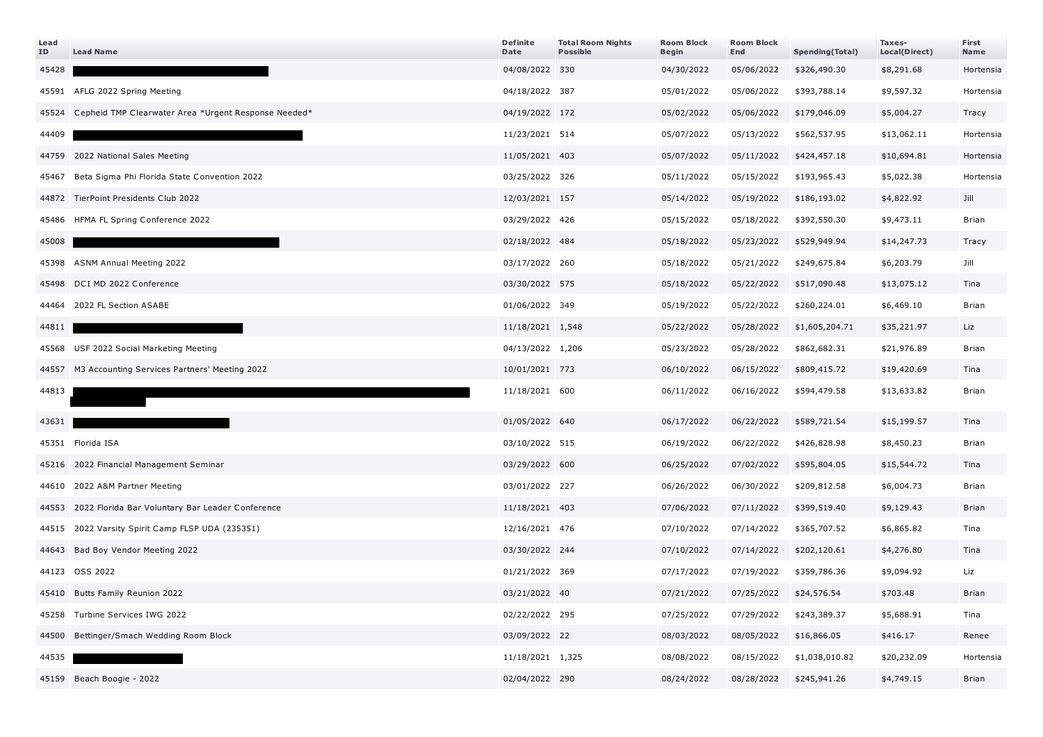| Lead ID | Lead Name | Definite Date | Total Room Nights Possible | Room Block Begin | Room Block End | Spending(Total) | Taxes-Local(Direct) | First Name |
|---|---|---|---|---|---|---|---|---|
| 45428 | | 04/08/2022 | 330 | 04/30/2022 | 05/06/2022 | $326,490.30 | $8,291.68 | Hortensia |
| 45591 | AFLG 2022 Spring Meeting | 04/18/2022 | 387 | 05/01/2022 | 05/06/2022 | $393,788.14 | $9,597.32 | Hortensia |
| 45524 | Cepheid TMP Clearwater Area *Urgent Response Needed* | 04/19/2022 | 172 | 05/02/2022 | 05/06/2022 | $179,046.09 | $5,004.27 | Tracy |
| 44409 | | 11/23/2021 | 514 | 05/07/2022 | 05/13/2022 | $562,537.95 | $13,062.11 | Hortensia |
| 44759 | 2022 National Sales Meeting | 11/05/2021 | 403 | 05/07/2022 | 05/11/2022 | $424,457.18 | $10,694.81 | Hortensia |
| 45467 | Beta Sigma Phi Florida State Convention 2022 | 03/25/2022 | 326 | 05/11/2022 | 05/15/2022 | $193,965.43 | $5,022.38 | Hortensia |
| 44872 | TierPoint Presidents Club 2022 | 12/03/2021 | 157 | 05/14/2022 | 05/19/2022 | $186,193.02 | $4,822.92 | Jill |
| 45486 | HFMA FL Spring Conference 2022 | 03/29/2022 | 426 | 05/15/2022 | 05/18/2022 | $392,550.30 | $9,473.11 | Brian |
| 45008 | | 02/18/2022 | 484 | 05/18/2022 | 05/23/2022 | $529,949.94 | $14,247.73 | Tracy |
| 45398 | ASNM Annual Meeting 2022 | 03/17/2022 | 260 | 05/18/2022 | 05/21/2022 | $249,675.84 | $6,203.79 | Jill |
| 45498 | DCI MD 2022 Conference | 03/30/2022 | 575 | 05/18/2022 | 05/22/2022 | $517,090.48 | $13,075.12 | Tina |
| 44464 | 2022 FL Section ASABE | 01/06/2022 | 349 | 05/19/2022 | 05/22/2022 | $260,224.01 | $6,469.10 | Brian |
| 44811 | | 11/18/2021 | 1,548 | 05/22/2022 | 05/28/2022 | $1,605,204.71 | $35,221.97 | Liz |
| 45568 | USF 2022 Social Marketing Meeting | 04/13/2022 | 1,206 | 05/23/2022 | 05/28/2022 | $862,682.31 | $21,976.89 | Brian |
| 44557 | M3 Accounting Services Partners' Meeting 2022 | 10/01/2021 | 773 | 06/10/2022 | 06/15/2022 | $809,415.72 | $19,420.69 | Tina |
| 44813 | | 11/18/2021 | 600 | 06/11/2022 | 06/16/2022 | $594,479.58 | $13,633.82 | Brian |
| 43631 | | 01/05/2022 | 640 | 06/17/2022 | 06/22/2022 | $589,721.54 | $15,199.57 | Tina |
| 45351 | Florida ISA | 03/10/2022 | 515 | 06/19/2022 | 06/22/2022 | $426,828.98 | $8,450.23 | Brian |
| 45216 | 2022 Financial Management Seminar | 03/29/2022 | 600 | 06/25/2022 | 07/02/2022 | $595,804.05 | $15,544.72 | Tina |
| 44610 | 2022 A&M Partner Meeting | 03/01/2022 | 227 | 06/26/2022 | 06/30/2022 | $209,812.58 | $6,004.73 | Brian |
| 44553 | 2022 Florida Bar Voluntary Bar Leader Conference | 11/18/2021 | 403 | 07/06/2022 | 07/11/2022 | $399,519.40 | $9,129.43 | Brian |
| 44515 | 2022 Varsity Spirit Camp FLSP UDA (235351) | 12/16/2021 | 476 | 07/10/2022 | 07/14/2022 | $365,707.52 | $6,865.82 | Tina |
| 44643 | Bad Boy Vendor Meeting 2022 | 03/30/2022 | 244 | 07/10/2022 | 07/14/2022 | $202,120.61 | $4,276.80 | Tina |
| 44123 | OSS 2022 | 01/21/2022 | 369 | 07/17/2022 | 07/19/2022 | $359,786.36 | $9,094.92 | Liz |
| 45410 | Butts Family Reunion 2022 | 03/21/2022 | 40 | 07/21/2022 | 07/25/2022 | $24,576.54 | $703.48 | Brian |
| 45258 | Turbine Services IWG 2022 | 02/22/2022 | 295 | 07/25/2022 | 07/29/2022 | $243,389.37 | $5,688.91 | Tina |
| 44500 | Bettinger/Smach Wedding Room Block | 03/09/2022 | 22 | 08/03/2022 | 08/05/2022 | $16,866.05 | $416.17 | Renee |
| 44535 | | 11/18/2021 | 1,325 | 08/08/2022 | 08/15/2022 | $1,038,010.82 | $20,232.09 | Hortensia |
| 45159 | Beach Boogie - 2022 | 02/04/2022 | 290 | 08/24/2022 | 08/28/2022 | $245,941.26 | $4,749.15 | Brian |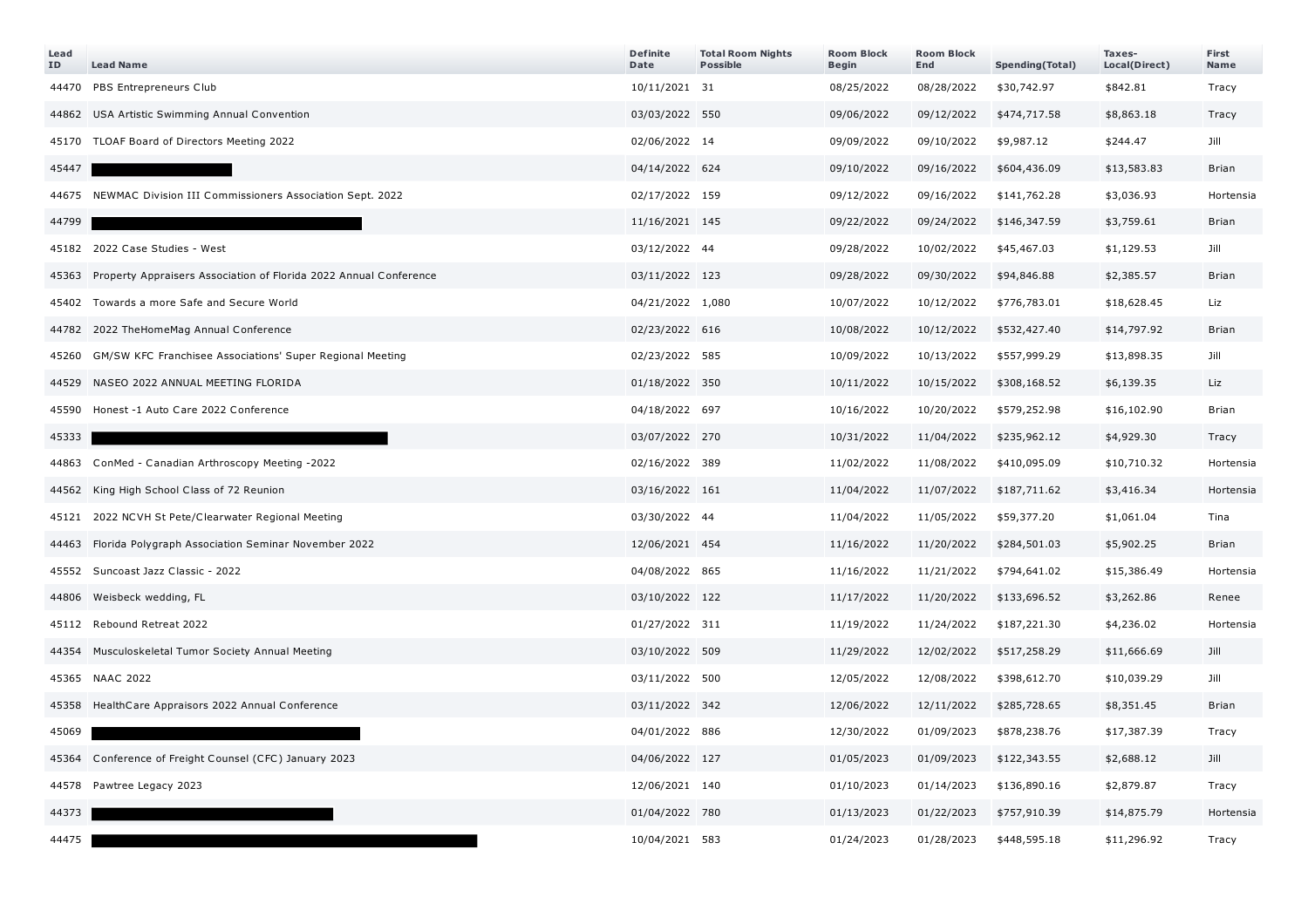| Lead ID | Lead Name | Definite Date | Total Room Nights Possible | Room Block Begin | Room Block End | Spending(Total) | Taxes-Local(Direct) | First Name |
|---|---|---|---|---|---|---|---|---|
| 44470 | PBS Entrepreneurs Club | 10/11/2021 | 31 | 08/25/2022 | 08/28/2022 | $30,742.97 | $842.81 | Tracy |
| 44862 | USA Artistic Swimming Annual Convention | 03/03/2022 | 550 | 09/06/2022 | 09/12/2022 | $474,717.58 | $8,863.18 | Tracy |
| 45170 | TLOAF Board of Directors Meeting 2022 | 02/06/2022 | 14 | 09/09/2022 | 09/10/2022 | $9,987.12 | $244.47 | Jill |
| 45447 | | 04/14/2022 | 624 | 09/10/2022 | 09/16/2022 | $604,436.09 | $13,583.83 | Brian |
| 44675 | NEWMAC Division III Commissioners Association Sept. 2022 | 02/17/2022 | 159 | 09/12/2022 | 09/16/2022 | $141,762.28 | $3,036.93 | Hortensia |
| 44799 | | 11/16/2021 | 145 | 09/22/2022 | 09/24/2022 | $146,347.59 | $3,759.61 | Brian |
| 45182 | 2022 Case Studies - West | 03/12/2022 | 44 | 09/28/2022 | 10/02/2022 | $45,467.03 | $1,129.53 | Jill |
| 45363 | Property Appraisers Association of Florida 2022 Annual Conference | 03/11/2022 | 123 | 09/28/2022 | 09/30/2022 | $94,846.88 | $2,385.57 | Brian |
| 45402 | Towards a more Safe and Secure World | 04/21/2022 | 1,080 | 10/07/2022 | 10/12/2022 | $776,783.01 | $18,628.45 | Liz |
| 44782 | 2022 TheHomeMag Annual Conference | 02/23/2022 | 616 | 10/08/2022 | 10/12/2022 | $532,427.40 | $14,797.92 | Brian |
| 45260 | GM/SW KFC Franchisee Associations' Super Regional Meeting | 02/23/2022 | 585 | 10/09/2022 | 10/13/2022 | $557,999.29 | $13,898.35 | Jill |
| 44529 | NASEO 2022 ANNUAL MEETING FLORIDA | 01/18/2022 | 350 | 10/11/2022 | 10/15/2022 | $308,168.52 | $6,139.35 | Liz |
| 45590 | Honest -1 Auto Care 2022 Conference | 04/18/2022 | 697 | 10/16/2022 | 10/20/2022 | $579,252.98 | $16,102.90 | Brian |
| 45333 | | 03/07/2022 | 270 | 10/31/2022 | 11/04/2022 | $235,962.12 | $4,929.30 | Tracy |
| 44863 | ConMed - Canadian Arthroscopy Meeting -2022 | 02/16/2022 | 389 | 11/02/2022 | 11/08/2022 | $410,095.09 | $10,710.32 | Hortensia |
| 44562 | King High School Class of 72 Reunion | 03/16/2022 | 161 | 11/04/2022 | 11/07/2022 | $187,711.62 | $3,416.34 | Hortensia |
| 45121 | 2022 NCVH St Pete/Clearwater Regional Meeting | 03/30/2022 | 44 | 11/04/2022 | 11/05/2022 | $59,377.20 | $1,061.04 | Tina |
| 44463 | Florida Polygraph Association Seminar November 2022 | 12/06/2021 | 454 | 11/16/2022 | 11/20/2022 | $284,501.03 | $5,902.25 | Brian |
| 45552 | Suncoast Jazz Classic - 2022 | 04/08/2022 | 865 | 11/16/2022 | 11/21/2022 | $794,641.02 | $15,386.49 | Hortensia |
| 44806 | Weisbeck wedding, FL | 03/10/2022 | 122 | 11/17/2022 | 11/20/2022 | $133,696.52 | $3,262.86 | Renee |
| 45112 | Rebound Retreat 2022 | 01/27/2022 | 311 | 11/19/2022 | 11/24/2022 | $187,221.30 | $4,236.02 | Hortensia |
| 44354 | Musculoskeletal Tumor Society Annual Meeting | 03/10/2022 | 509 | 11/29/2022 | 12/02/2022 | $517,258.29 | $11,666.69 | Jill |
| 45365 | NAAC 2022 | 03/11/2022 | 500 | 12/05/2022 | 12/08/2022 | $398,612.70 | $10,039.29 | Jill |
| 45358 | HealthCare Appraisors 2022 Annual Conference | 03/11/2022 | 342 | 12/06/2022 | 12/11/2022 | $285,728.65 | $8,351.45 | Brian |
| 45069 | | 04/01/2022 | 886 | 12/30/2022 | 01/09/2023 | $878,238.76 | $17,387.39 | Tracy |
| 45364 | Conference of Freight Counsel (CFC) January 2023 | 04/06/2022 | 127 | 01/05/2023 | 01/09/2023 | $122,343.55 | $2,688.12 | Jill |
| 44578 | Pawtree Legacy 2023 | 12/06/2021 | 140 | 01/10/2023 | 01/14/2023 | $136,890.16 | $2,879.87 | Tracy |
| 44373 | | 01/04/2022 | 780 | 01/13/2023 | 01/22/2023 | $757,910.39 | $14,875.79 | Hortensia |
| 44475 | | 10/04/2021 | 583 | 01/24/2023 | 01/28/2023 | $448,595.18 | $11,296.92 | Tracy |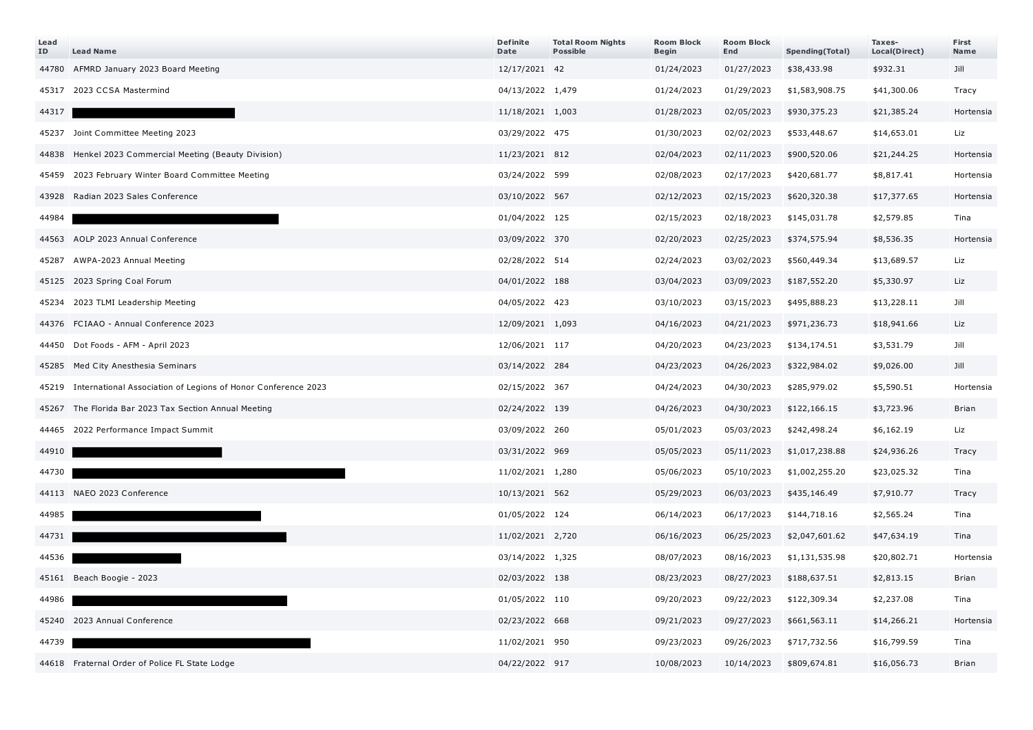| Lead ID | Lead Name | Definite Date | Total Room Nights Possible | Room Block Begin | Room Block End | Spending(Total) | Taxes-Local(Direct) | First Name |
|---|---|---|---|---|---|---|---|---|
| 44780 | AFMRD January 2023 Board Meeting | 12/17/2021 | 42 | 01/24/2023 | 01/27/2023 | $38,433.98 | $932.31 | Jill |
| 45317 | 2023 CCSA Mastermind | 04/13/2022 | 1,479 | 01/24/2023 | 01/29/2023 | $1,583,908.75 | $41,300.06 | Tracy |
| 44317 | | 11/18/2021 | 1,003 | 01/28/2023 | 02/05/2023 | $930,375.23 | $21,385.24 | Hortensia |
| 45237 | Joint Committee Meeting 2023 | 03/29/2022 | 475 | 01/30/2023 | 02/02/2023 | $533,448.67 | $14,653.01 | Liz |
| 44838 | Henkel 2023 Commercial Meeting (Beauty Division) | 11/23/2021 | 812 | 02/04/2023 | 02/11/2023 | $900,520.06 | $21,244.25 | Hortensia |
| 45459 | 2023 February Winter Board Committee Meeting | 03/24/2022 | 599 | 02/08/2023 | 02/17/2023 | $420,681.77 | $8,817.41 | Hortensia |
| 43928 | Radian 2023 Sales Conference | 03/10/2022 | 567 | 02/12/2023 | 02/15/2023 | $620,320.38 | $17,377.65 | Hortensia |
| 44984 | | 01/04/2022 | 125 | 02/15/2023 | 02/18/2023 | $145,031.78 | $2,579.85 | Tina |
| 44563 | AOLP 2023 Annual Conference | 03/09/2022 | 370 | 02/20/2023 | 02/25/2023 | $374,575.94 | $8,536.35 | Hortensia |
| 45287 | AWPA-2023 Annual Meeting | 02/28/2022 | 514 | 02/24/2023 | 03/02/2023 | $560,449.34 | $13,689.57 | Liz |
| 45125 | 2023 Spring Coal Forum | 04/01/2022 | 188 | 03/04/2023 | 03/09/2023 | $187,552.20 | $5,330.97 | Liz |
| 45234 | 2023 TLMI Leadership Meeting | 04/05/2022 | 423 | 03/10/2023 | 03/15/2023 | $495,888.23 | $13,228.11 | Jill |
| 44376 | FCIAAO - Annual Conference 2023 | 12/09/2021 | 1,093 | 04/16/2023 | 04/21/2023 | $971,236.73 | $18,941.66 | Liz |
| 44450 | Dot Foods - AFM - April 2023 | 12/06/2021 | 117 | 04/20/2023 | 04/23/2023 | $134,174.51 | $3,531.79 | Jill |
| 45285 | Med City Anesthesia Seminars | 03/14/2022 | 284 | 04/23/2023 | 04/26/2023 | $322,984.02 | $9,026.00 | Jill |
| 45219 | International Association of Legions of Honor Conference 2023 | 02/15/2022 | 367 | 04/24/2023 | 04/30/2023 | $285,979.02 | $5,590.51 | Hortensia |
| 45267 | The Florida Bar 2023 Tax Section Annual Meeting | 02/24/2022 | 139 | 04/26/2023 | 04/30/2023 | $122,166.15 | $3,723.96 | Brian |
| 44465 | 2022 Performance Impact Summit | 03/09/2022 | 260 | 05/01/2023 | 05/03/2023 | $242,498.24 | $6,162.19 | Liz |
| 44910 | | 03/31/2022 | 969 | 05/05/2023 | 05/11/2023 | $1,017,238.88 | $24,936.26 | Tracy |
| 44730 | | 11/02/2021 | 1,280 | 05/06/2023 | 05/10/2023 | $1,002,255.20 | $23,025.32 | Tina |
| 44113 | NAEO 2023 Conference | 10/13/2021 | 562 | 05/29/2023 | 06/03/2023 | $435,146.49 | $7,910.77 | Tracy |
| 44985 | | 01/05/2022 | 124 | 06/14/2023 | 06/17/2023 | $144,718.16 | $2,565.24 | Tina |
| 44731 | | 11/02/2021 | 2,720 | 06/16/2023 | 06/25/2023 | $2,047,601.62 | $47,634.19 | Tina |
| 44536 | | 03/14/2022 | 1,325 | 08/07/2023 | 08/16/2023 | $1,131,535.98 | $20,802.71 | Hortensia |
| 45161 | Beach Boogie - 2023 | 02/03/2022 | 138 | 08/23/2023 | 08/27/2023 | $188,637.51 | $2,813.15 | Brian |
| 44986 | | 01/05/2022 | 110 | 09/20/2023 | 09/22/2023 | $122,309.34 | $2,237.08 | Tina |
| 45240 | 2023 Annual Conference | 02/23/2022 | 668 | 09/21/2023 | 09/27/2023 | $661,563.11 | $14,266.21 | Hortensia |
| 44739 | | 11/02/2021 | 950 | 09/23/2023 | 09/26/2023 | $717,732.56 | $16,799.59 | Tina |
| 44618 | Fraternal Order of Police FL State Lodge | 04/22/2022 | 917 | 10/08/2023 | 10/14/2023 | $809,674.81 | $16,056.73 | Brian |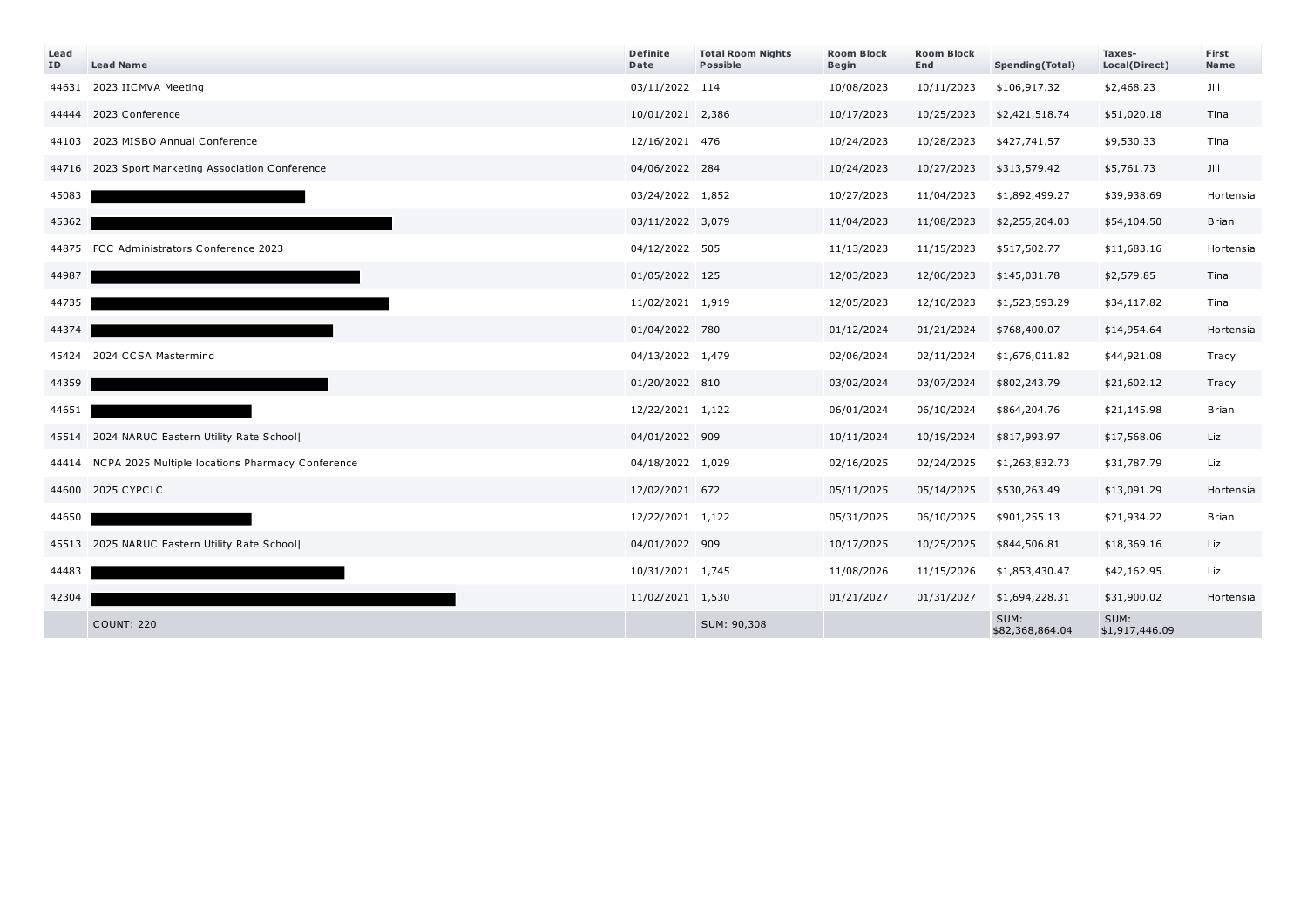| Lead ID | Lead Name | Definite Date | Total Room Nights Possible | Room Block Begin | Room Block End | Spending(Total) | Taxes-Local(Direct) | First Name |
|---|---|---|---|---|---|---|---|---|
| 44631 | 2023 IICMVA Meeting | 03/11/2022 | 114 | 10/08/2023 | 10/11/2023 | $106,917.32 | $2,468.23 | Jill |
| 44444 | 2023 Conference | 10/01/2021 | 2,386 | 10/17/2023 | 10/25/2023 | $2,421,518.74 | $51,020.18 | Tina |
| 44103 | 2023 MISBO Annual Conference | 12/16/2021 | 476 | 10/24/2023 | 10/28/2023 | $427,741.57 | $9,530.33 | Tina |
| 44716 | 2023 Sport Marketing Association Conference | 04/06/2022 | 284 | 10/24/2023 | 10/27/2023 | $313,579.42 | $5,761.73 | Jill |
| 45083 | | 03/24/2022 | 1,852 | 10/27/2023 | 11/04/2023 | $1,892,499.27 | $39,938.69 | Hortensia |
| 45362 | | 03/11/2022 | 3,079 | 11/04/2023 | 11/08/2023 | $2,255,204.03 | $54,104.50 | Brian |
| 44875 | FCC Administrators Conference 2023 | 04/12/2022 | 505 | 11/13/2023 | 11/15/2023 | $517,502.77 | $11,683.16 | Hortensia |
| 44987 | | 01/05/2022 | 125 | 12/03/2023 | 12/06/2023 | $145,031.78 | $2,579.85 | Tina |
| 44735 | | 11/02/2021 | 1,919 | 12/05/2023 | 12/10/2023 | $1,523,593.29 | $34,117.82 | Tina |
| 44374 | | 01/04/2022 | 780 | 01/12/2024 | 01/21/2024 | $768,400.07 | $14,954.64 | Hortensia |
| 45424 | 2024 CCSA Mastermind | 04/13/2022 | 1,479 | 02/06/2024 | 02/11/2024 | $1,676,011.82 | $44,921.08 | Tracy |
| 44359 | | 01/20/2022 | 810 | 03/02/2024 | 03/07/2024 | $802,243.79 | $21,602.12 | Tracy |
| 44651 | | 12/22/2021 | 1,122 | 06/01/2024 | 06/10/2024 | $864,204.76 | $21,145.98 | Brian |
| 45514 | 2024 NARUC Eastern Utility Rate School\| | 04/01/2022 | 909 | 10/11/2024 | 10/19/2024 | $817,993.97 | $17,568.06 | Liz |
| 44414 | NCPA 2025 Multiple locations Pharmacy Conference | 04/18/2022 | 1,029 | 02/16/2025 | 02/24/2025 | $1,263,832.73 | $31,787.79 | Liz |
| 44600 | 2025 CYPCLC | 12/02/2021 | 672 | 05/11/2025 | 05/14/2025 | $530,263.49 | $13,091.29 | Hortensia |
| 44650 | | 12/22/2021 | 1,122 | 05/31/2025 | 06/10/2025 | $901,255.13 | $21,934.22 | Brian |
| 45513 | 2025 NARUC Eastern Utility Rate School\| | 04/01/2022 | 909 | 10/17/2025 | 10/25/2025 | $844,506.81 | $18,369.16 | Liz |
| 44483 | | 10/31/2021 | 1,745 | 11/08/2026 | 11/15/2026 | $1,853,430.47 | $42,162.95 | Liz |
| 42304 | | 11/02/2021 | 1,530 | 01/21/2027 | 01/31/2027 | $1,694,228.31 | $31,900.02 | Hortensia |
| | COUNT: 220 | | SUM: 90,308 | | | SUM: $82,368,864.04 | SUM: $1,917,446.09 | |